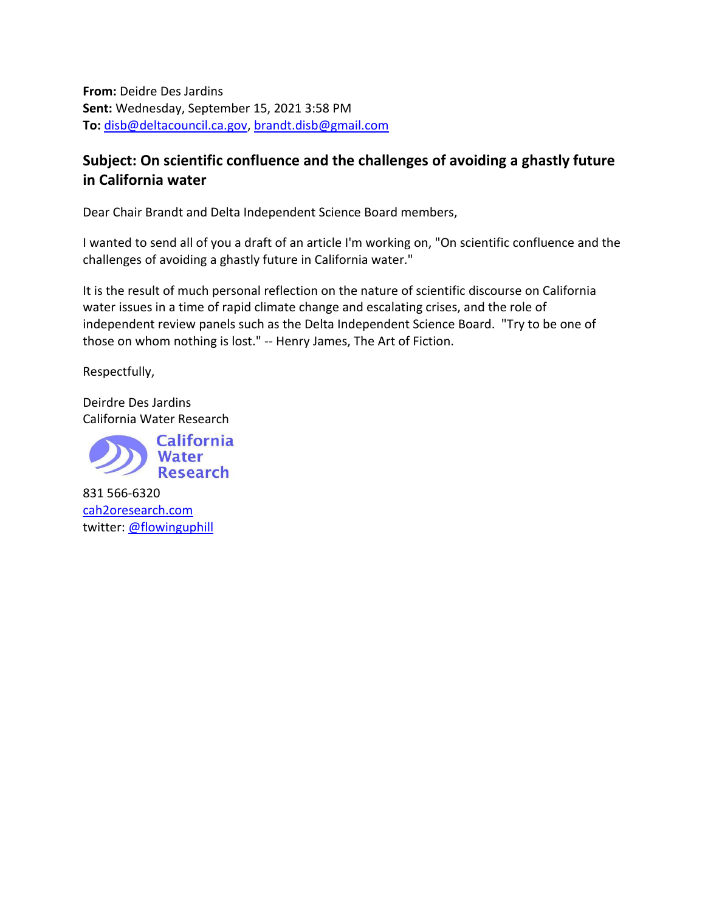**From:** Deidre Des Jardins
**Sent:** Wednesday, September 15, 2021 3:58 PM
**To:** disb@deltacouncil.ca.gov, brandt.disb@gmail.com

## Subject: On scientific confluence and the challenges of avoiding a ghastly future in California water

Dear Chair Brandt and Delta Independent Science Board members,

I wanted to send all of you a draft of an article I'm working on, "On scientific confluence and the challenges of avoiding a ghastly future in California water."

It is the result of much personal reflection on the nature of scientific discourse on California water issues in a time of rapid climate change and escalating crises, and the role of independent review panels such as the Delta Independent Science Board. "Try to be one of those on whom nothing is lost." -- Henry James, The Art of Fiction.

Respectfully,

Deirdre Des Jardins
California Water Research

California Water Research

831 566-6320
cah2oresearch.com
twitter: @flowinguphill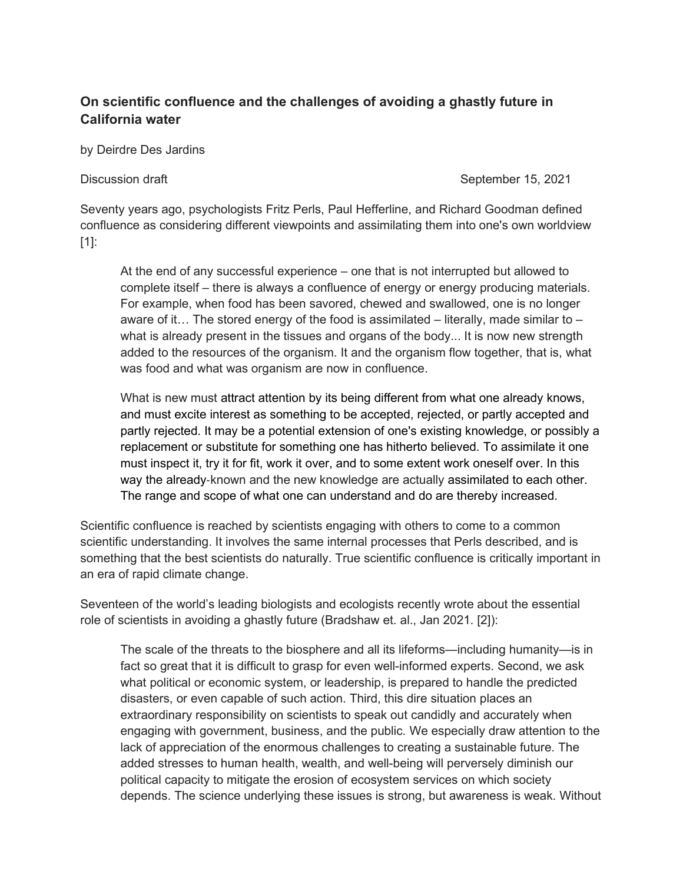**On scientific confluence and the challenges of avoiding a ghastly future in California water**

by Deirdre Des Jardins

Discussion draft September 15, 2021

Seventy years ago, psychologists Fritz Perls, Paul Hefferline, and Richard Goodman defined confluence as considering different viewpoints and assimilating them into one's own worldview [1]:

> At the end of any successful experience – one that is not interrupted but allowed to complete itself – there is always a confluence of energy or energy producing materials. For example, when food has been savored, chewed and swallowed, one is no longer aware of it… The stored energy of the food is assimilated – literally, made similar to – what is already present in the tissues and organs of the body... It is now new strength added to the resources of the organism. It and the organism flow together, that is, what was food and what was organism are now in confluence.
>
> What is new must attract attention by its being different from what one already knows, and must excite interest as something to be accepted, rejected, or partly accepted and partly rejected. It may be a potential extension of one's existing knowledge, or possibly a replacement or substitute for something one has hitherto believed. To assimilate it one must inspect it, try it for fit, work it over, and to some extent work oneself over. In this way the already-known and the new knowledge are actually assimilated to each other. The range and scope of what one can understand and do are thereby increased.

Scientific confluence is reached by scientists engaging with others to come to a common scientific understanding. It involves the same internal processes that Perls described, and is something that the best scientists do naturally. True scientific confluence is critically important in an era of rapid climate change.

Seventeen of the world's leading biologists and ecologists recently wrote about the essential role of scientists in avoiding a ghastly future (Bradshaw et. al., Jan 2021. [2]):

> The scale of the threats to the biosphere and all its lifeforms—including humanity—is in fact so great that it is difficult to grasp for even well-informed experts. Second, we ask what political or economic system, or leadership, is prepared to handle the predicted disasters, or even capable of such action. Third, this dire situation places an extraordinary responsibility on scientists to speak out candidly and accurately when engaging with government, business, and the public. We especially draw attention to the lack of appreciation of the enormous challenges to creating a sustainable future. The added stresses to human health, wealth, and well-being will perversely diminish our political capacity to mitigate the erosion of ecosystem services on which society depends. The science underlying these issues is strong, but awareness is weak. Without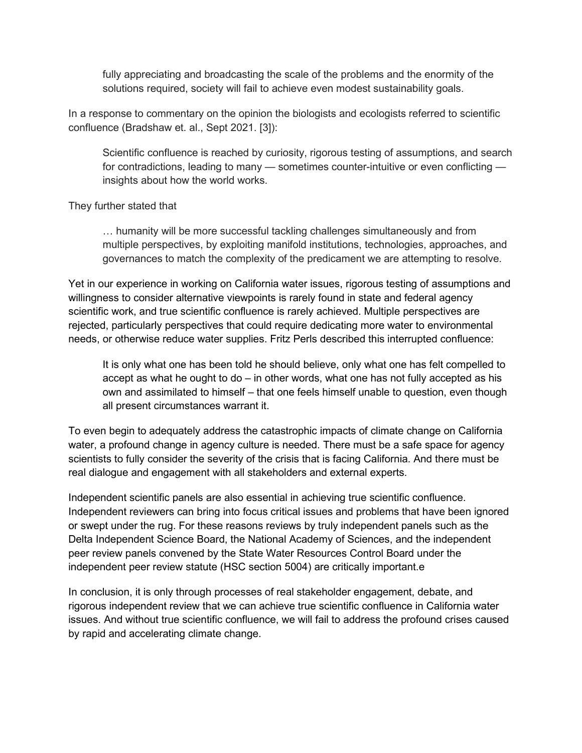> fully appreciating and broadcasting the scale of the problems and the enormity of the solutions required, society will fail to achieve even modest sustainability goals.

In a response to commentary on the opinion the biologists and ecologists referred to scientific confluence (Bradshaw et. al., Sept 2021. [3]):

> Scientific confluence is reached by curiosity, rigorous testing of assumptions, and search for contradictions, leading to many — sometimes counter-intuitive or even conflicting — insights about how the world works.

They further stated that

> … humanity will be more successful tackling challenges simultaneously and from multiple perspectives, by exploiting manifold institutions, technologies, approaches, and governances to match the complexity of the predicament we are attempting to resolve.

Yet in our experience in working on California water issues, rigorous testing of assumptions and willingness to consider alternative viewpoints is rarely found in state and federal agency scientific work, and true scientific confluence is rarely achieved. Multiple perspectives are rejected, particularly perspectives that could require dedicating more water to environmental needs, or otherwise reduce water supplies. Fritz Perls described this interrupted confluence:

> It is only what one has been told he should believe, only what one has felt compelled to accept as what he ought to do – in other words, what one has not fully accepted as his own and assimilated to himself – that one feels himself unable to question, even though all present circumstances warrant it.

To even begin to adequately address the catastrophic impacts of climate change on California water, a profound change in agency culture is needed. There must be a safe space for agency scientists to fully consider the severity of the crisis that is facing California. And there must be real dialogue and engagement with all stakeholders and external experts.

Independent scientific panels are also essential in achieving true scientific confluence. Independent reviewers can bring into focus critical issues and problems that have been ignored or swept under the rug. For these reasons reviews by truly independent panels such as the Delta Independent Science Board, the National Academy of Sciences, and the independent peer review panels convened by the State Water Resources Control Board under the independent peer review statute (HSC section 5004) are critically important.e

In conclusion, it is only through processes of real stakeholder engagement, debate, and rigorous independent review that we can achieve true scientific confluence in California water issues. And without true scientific confluence, we will fail to address the profound crises caused by rapid and accelerating climate change.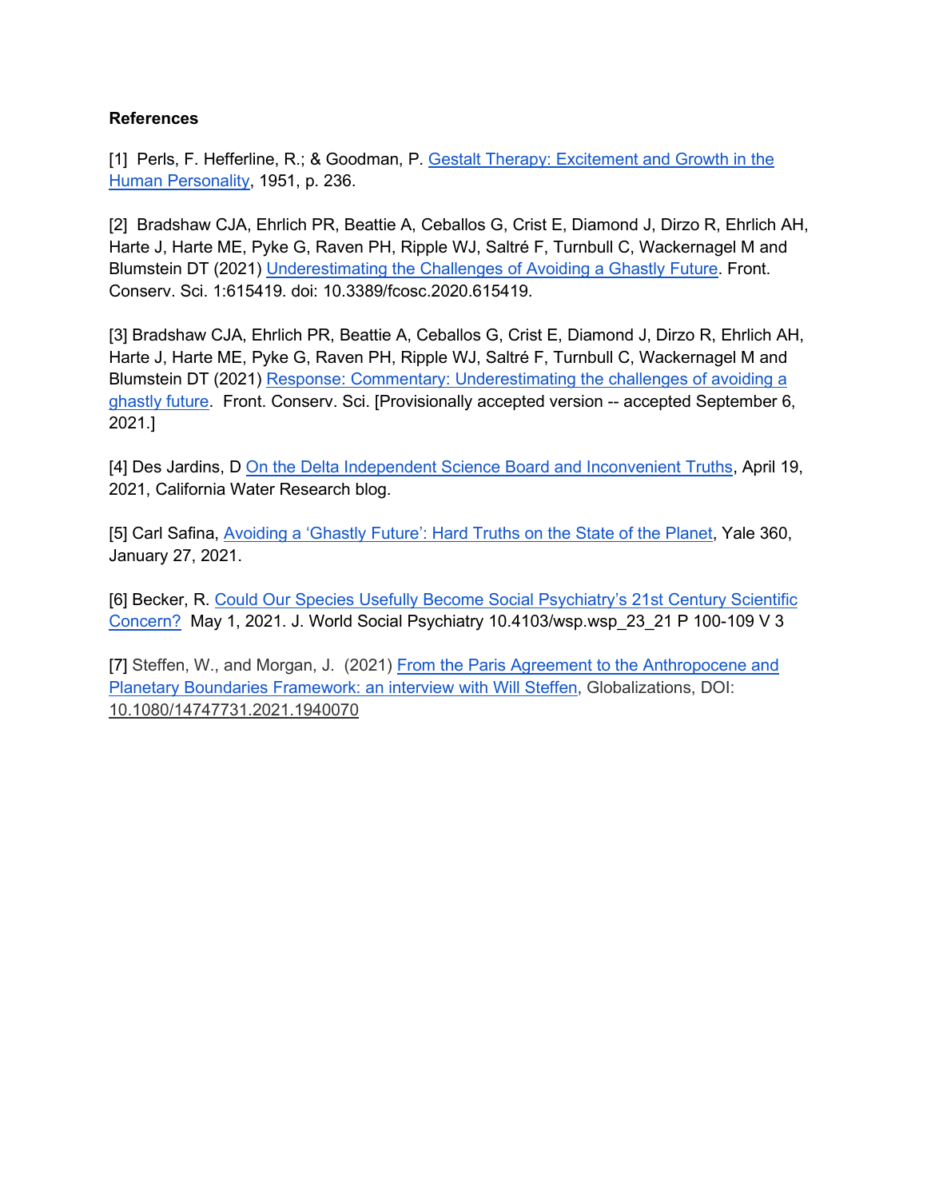**References**

[1] Perls, F. Hefferline, R.; & Goodman, P. Gestalt Therapy: Excitement and Growth in the Human Personality, 1951, p. 236.

[2] Bradshaw CJA, Ehrlich PR, Beattie A, Ceballos G, Crist E, Diamond J, Dirzo R, Ehrlich AH, Harte J, Harte ME, Pyke G, Raven PH, Ripple WJ, Saltré F, Turnbull C, Wackernagel M and Blumstein DT (2021) Underestimating the Challenges of Avoiding a Ghastly Future. Front. Conserv. Sci. 1:615419. doi: 10.3389/fcosc.2020.615419.

[3] Bradshaw CJA, Ehrlich PR, Beattie A, Ceballos G, Crist E, Diamond J, Dirzo R, Ehrlich AH, Harte J, Harte ME, Pyke G, Raven PH, Ripple WJ, Saltré F, Turnbull C, Wackernagel M and Blumstein DT (2021) Response: Commentary: Underestimating the challenges of avoiding a ghastly future. Front. Conserv. Sci. [Provisionally accepted version -- accepted September 6, 2021.]

[4] Des Jardins, D On the Delta Independent Science Board and Inconvenient Truths, April 19, 2021, California Water Research blog.

[5] Carl Safina, Avoiding a 'Ghastly Future': Hard Truths on the State of the Planet, Yale 360, January 27, 2021.

[6] Becker, R. Could Our Species Usefully Become Social Psychiatry's 21st Century Scientific Concern? May 1, 2021. J. World Social Psychiatry 10.4103/wsp.wsp_23_21 P 100-109 V 3

[7] Steffen, W., and Morgan, J. (2021) From the Paris Agreement to the Anthropocene and Planetary Boundaries Framework: an interview with Will Steffen, Globalizations, DOI: 10.1080/14747731.2021.1940070